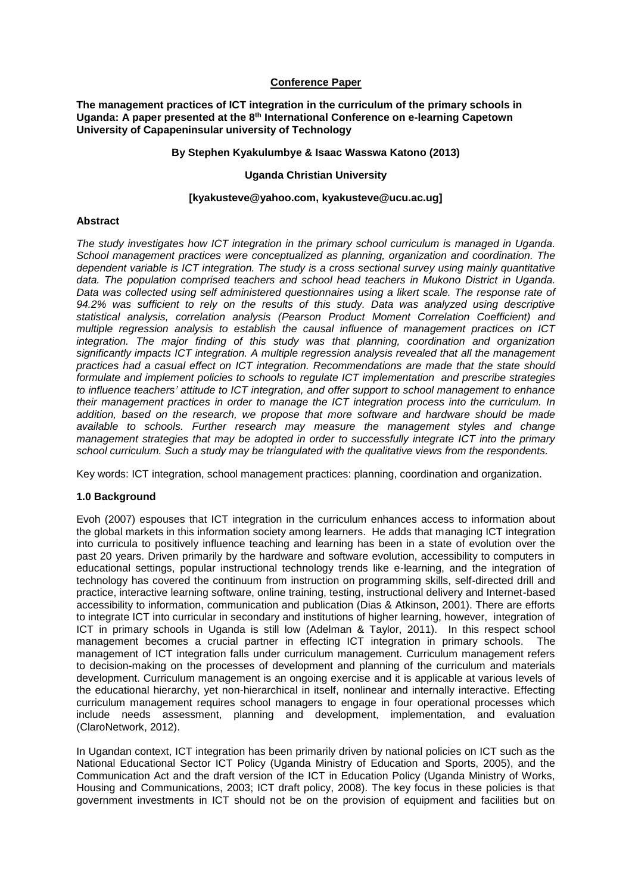**Conference Paper**

**The management practices of ICT integration in the curriculum of the primary schools in Uganda: A paper presented at the 8th International Conference on e-learning Capetown University of Capapeninsular university of Technology**

**By Stephen Kyakulumbye & Isaac Wasswa Katono (2013)**

**Uganda Christian University**

**[kyakusteve@yahoo.com, kyakusteve@ucu.ac.ug]**

**Abstract**

*The study investigates how ICT integration in the primary school curriculum is managed in Uganda. School management practices were conceptualized as planning, organization and coordination. The dependent variable is ICT integration. The study is a cross sectional survey using mainly quantitative data. The population comprised teachers and school head teachers in Mukono District in Uganda. Data was collected using self administered questionnaires using a likert scale. The response rate of 94.2% was sufficient to rely on the results of this study. Data was analyzed using descriptive statistical analysis, correlation analysis (Pearson Product Moment Correlation Coefficient) and multiple regression analysis to establish the causal influence of management practices on ICT integration. The major finding of this study was that planning, coordination and organization significantly impacts ICT integration. A multiple regression analysis revealed that all the management practices had a casual effect on ICT integration. Recommendations are made that the state should formulate and implement policies to schools to regulate ICT implementation and prescribe strategies to influence teachers' attitude to ICT integration, and offer support to school management to enhance their management practices in order to manage the ICT integration process into the curriculum. In addition, based on the research, we propose that more software and hardware should be made available to schools. Further research may measure the management styles and change management strategies that may be adopted in order to successfully integrate ICT into the primary school curriculum. Such a study may be triangulated with the qualitative views from the respondents.*

Key words: ICT integration, school management practices: planning, coordination and organization.

**1.0 Background**

Evoh (2007) espouses that ICT integration in the curriculum enhances access to information about the global markets in this information society among learners. He adds that managing ICT integration into curricula to positively influence teaching and learning has been in a state of evolution over the past 20 years. Driven primarily by the hardware and software evolution, accessibility to computers in educational settings, popular instructional technology trends like e-learning, and the integration of technology has covered the continuum from instruction on programming skills, self-directed drill and practice, interactive learning software, online training, testing, instructional delivery and Internet-based accessibility to information, communication and publication (Dias & Atkinson, 2001). There are efforts to integrate ICT into curricular in secondary and institutions of higher learning, however, integration of ICT in primary schools in Uganda is still low (Adelman & Taylor, 2011). In this respect school management becomes a crucial partner in effecting ICT integration in primary schools. The management of ICT integration falls under curriculum management. Curriculum management refers to decision-making on the processes of development and planning of the curriculum and materials development. Curriculum management is an ongoing exercise and it is applicable at various levels of the educational hierarchy, yet non-hierarchical in itself, nonlinear and internally interactive. Effecting curriculum management requires school managers to engage in four operational processes which include needs assessment, planning and development, implementation, and evaluation (ClaroNetwork, 2012).

In Ugandan context, ICT integration has been primarily driven by national policies on ICT such as the National Educational Sector ICT Policy (Uganda Ministry of Education and Sports, 2005), and the Communication Act and the draft version of the ICT in Education Policy (Uganda Ministry of Works, Housing and Communications, 2003; ICT draft policy, 2008). The key focus in these policies is that government investments in ICT should not be on the provision of equipment and facilities but on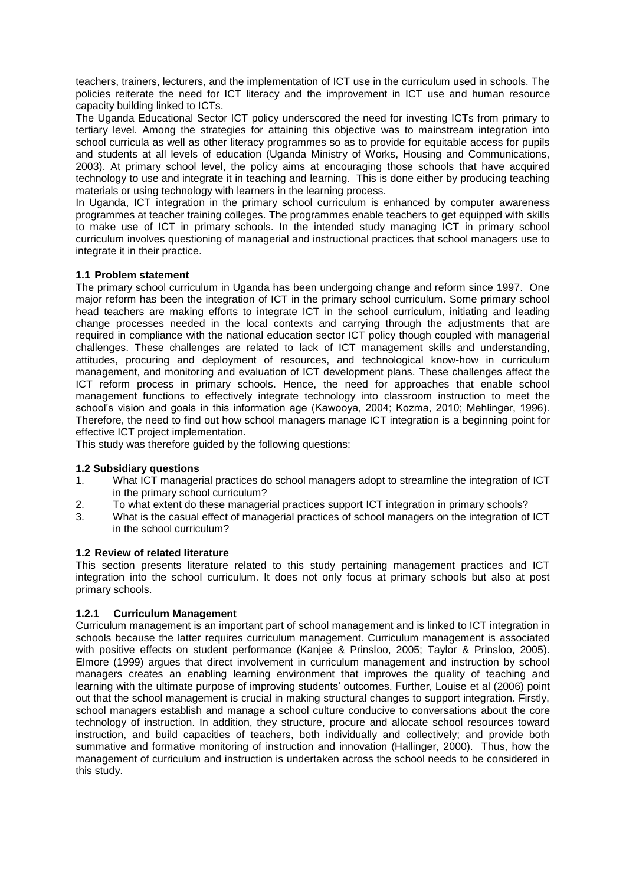teachers, trainers, lecturers, and the implementation of ICT use in the curriculum used in schools. The policies reiterate the need for ICT literacy and the improvement in ICT use and human resource capacity building linked to ICTs.

The Uganda Educational Sector ICT policy underscored the need for investing ICTs from primary to tertiary level. Among the strategies for attaining this objective was to mainstream integration into school curricula as well as other literacy programmes so as to provide for equitable access for pupils and students at all levels of education (Uganda Ministry of Works, Housing and Communications, 2003). At primary school level, the policy aims at encouraging those schools that have acquired technology to use and integrate it in teaching and learning. This is done either by producing teaching materials or using technology with learners in the learning process.

In Uganda, ICT integration in the primary school curriculum is enhanced by computer awareness programmes at teacher training colleges. The programmes enable teachers to get equipped with skills to make use of ICT in primary schools. In the intended study managing ICT in primary school curriculum involves questioning of managerial and instructional practices that school managers use to integrate it in their practice.

### 1.1 Problem statement

The primary school curriculum in Uganda has been undergoing change and reform since 1997. One major reform has been the integration of ICT in the primary school curriculum. Some primary school head teachers are making efforts to integrate ICT in the school curriculum, initiating and leading change processes needed in the local contexts and carrying through the adjustments that are required in compliance with the national education sector ICT policy though coupled with managerial challenges. These challenges are related to lack of ICT management skills and understanding, attitudes, procuring and deployment of resources, and technological know-how in curriculum management, and monitoring and evaluation of ICT development plans. These challenges affect the ICT reform process in primary schools. Hence, the need for approaches that enable school management functions to effectively integrate technology into classroom instruction to meet the school's vision and goals in this information age (Kawooya, 2004; Kozma, 2010; Mehlinger, 1996). Therefore, the need to find out how school managers manage ICT integration is a beginning point for effective ICT project implementation.

This study was therefore guided by the following questions:

### 1.2 Subsidiary questions

1. What ICT managerial practices do school managers adopt to streamline the integration of ICT in the primary school curriculum?
2. To what extent do these managerial practices support ICT integration in primary schools?
3. What is the casual effect of managerial practices of school managers on the integration of ICT in the school curriculum?

### 1.2 Review of related literature

This section presents literature related to this study pertaining management practices and ICT integration into the school curriculum. It does not only focus at primary schools but also at post primary schools.

#### 1.2.1 Curriculum Management

Curriculum management is an important part of school management and is linked to ICT integration in schools because the latter requires curriculum management. Curriculum management is associated with positive effects on student performance (Kanjee & Prinsloo, 2005; Taylor & Prinsloo, 2005). Elmore (1999) argues that direct involvement in curriculum management and instruction by school managers creates an enabling learning environment that improves the quality of teaching and learning with the ultimate purpose of improving students' outcomes. Further, Louise et al (2006) point out that the school management is crucial in making structural changes to support integration. Firstly, school managers establish and manage a school culture conducive to conversations about the core technology of instruction. In addition, they structure, procure and allocate school resources toward instruction, and build capacities of teachers, both individually and collectively; and provide both summative and formative monitoring of instruction and innovation (Hallinger, 2000). Thus, how the management of curriculum and instruction is undertaken across the school needs to be considered in this study.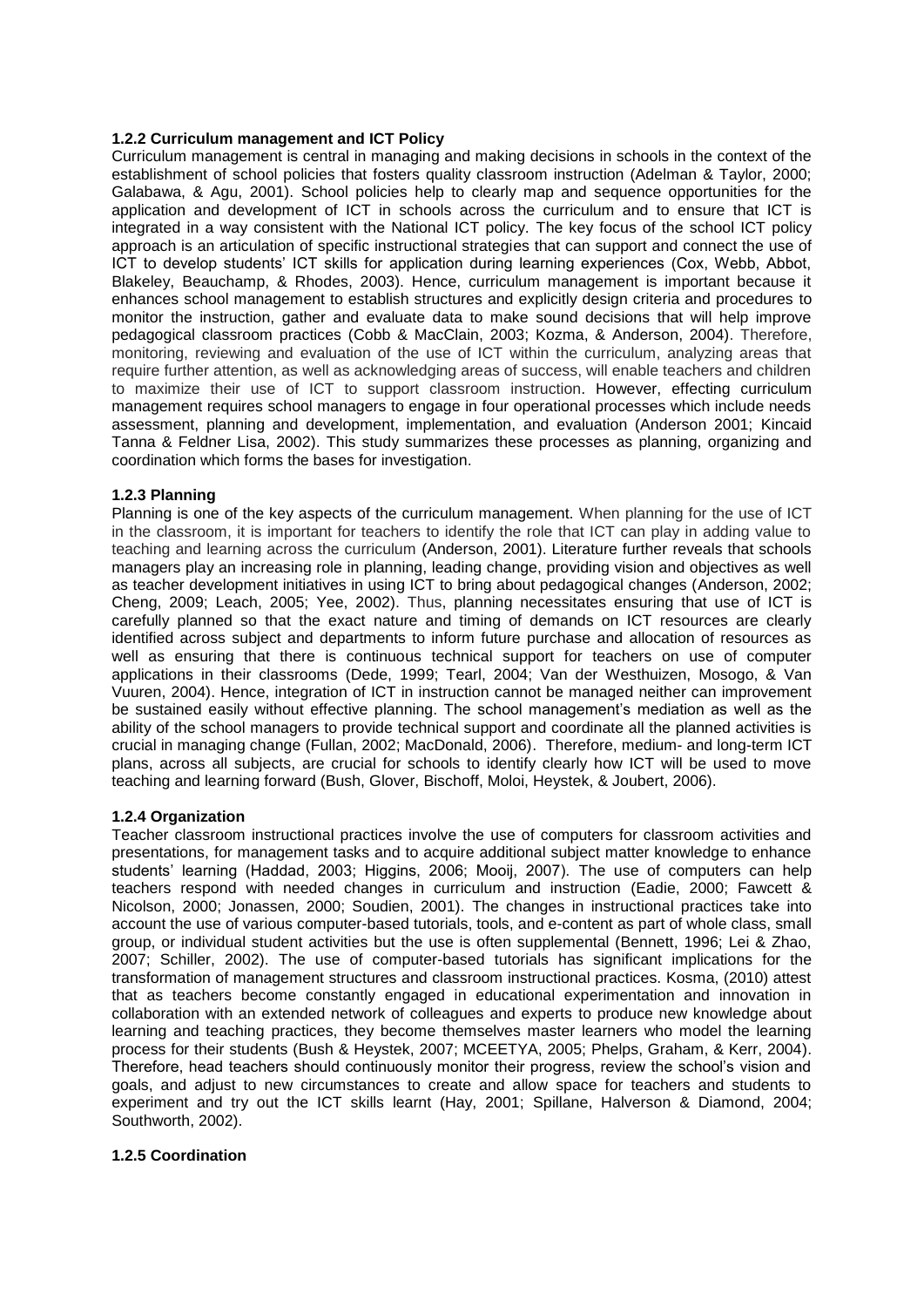### 1.2.2 Curriculum management and ICT Policy

Curriculum management is central in managing and making decisions in schools in the context of the establishment of school policies that fosters quality classroom instruction (Adelman & Taylor, 2000; Galabawa, & Agu, 2001). School policies help to clearly map and sequence opportunities for the application and development of ICT in schools across the curriculum and to ensure that ICT is integrated in a way consistent with the National ICT policy. The key focus of the school ICT policy approach is an articulation of specific instructional strategies that can support and connect the use of ICT to develop students' ICT skills for application during learning experiences (Cox, Webb, Abbot, Blakeley, Beauchamp, & Rhodes, 2003). Hence, curriculum management is important because it enhances school management to establish structures and explicitly design criteria and procedures to monitor the instruction, gather and evaluate data to make sound decisions that will help improve pedagogical classroom practices (Cobb & MacClain, 2003; Kozma, & Anderson, 2004). Therefore, monitoring, reviewing and evaluation of the use of ICT within the curriculum, analyzing areas that require further attention, as well as acknowledging areas of success, will enable teachers and children to maximize their use of ICT to support classroom instruction. However, effecting curriculum management requires school managers to engage in four operational processes which include needs assessment, planning and development, implementation, and evaluation (Anderson 2001; Kincaid Tanna & Feldner Lisa, 2002). This study summarizes these processes as planning, organizing and coordination which forms the bases for investigation.

### 1.2.3 Planning

Planning is one of the key aspects of the curriculum management. When planning for the use of ICT in the classroom, it is important for teachers to identify the role that ICT can play in adding value to teaching and learning across the curriculum (Anderson, 2001). Literature further reveals that schools managers play an increasing role in planning, leading change, providing vision and objectives as well as teacher development initiatives in using ICT to bring about pedagogical changes (Anderson, 2002; Cheng, 2009; Leach, 2005; Yee, 2002). Thus, planning necessitates ensuring that use of ICT is carefully planned so that the exact nature and timing of demands on ICT resources are clearly identified across subject and departments to inform future purchase and allocation of resources as well as ensuring that there is continuous technical support for teachers on use of computer applications in their classrooms (Dede, 1999; Tearl, 2004; Van der Westhuizen, Mosogo, & Van Vuuren, 2004). Hence, integration of ICT in instruction cannot be managed neither can improvement be sustained easily without effective planning. The school management's mediation as well as the ability of the school managers to provide technical support and coordinate all the planned activities is crucial in managing change (Fullan, 2002; MacDonald, 2006). Therefore, medium- and long-term ICT plans, across all subjects, are crucial for schools to identify clearly how ICT will be used to move teaching and learning forward (Bush, Glover, Bischoff, Moloi, Heystek, & Joubert, 2006).

### 1.2.4 Organization

Teacher classroom instructional practices involve the use of computers for classroom activities and presentations, for management tasks and to acquire additional subject matter knowledge to enhance students' learning (Haddad, 2003; Higgins, 2006; Mooij, 2007). The use of computers can help teachers respond with needed changes in curriculum and instruction (Eadie, 2000; Fawcett & Nicolson, 2000; Jonassen, 2000; Soudien, 2001). The changes in instructional practices take into account the use of various computer-based tutorials, tools, and e-content as part of whole class, small group, or individual student activities but the use is often supplemental (Bennett, 1996; Lei & Zhao, 2007; Schiller, 2002). The use of computer-based tutorials has significant implications for the transformation of management structures and classroom instructional practices. Kosma, (2010) attest that as teachers become constantly engaged in educational experimentation and innovation in collaboration with an extended network of colleagues and experts to produce new knowledge about learning and teaching practices, they become themselves master learners who model the learning process for their students (Bush & Heystek, 2007; MCEETYA, 2005; Phelps, Graham, & Kerr, 2004). Therefore, head teachers should continuously monitor their progress, review the school's vision and goals, and adjust to new circumstances to create and allow space for teachers and students to experiment and try out the ICT skills learnt (Hay, 2001; Spillane, Halverson & Diamond, 2004; Southworth, 2002).

### 1.2.5 Coordination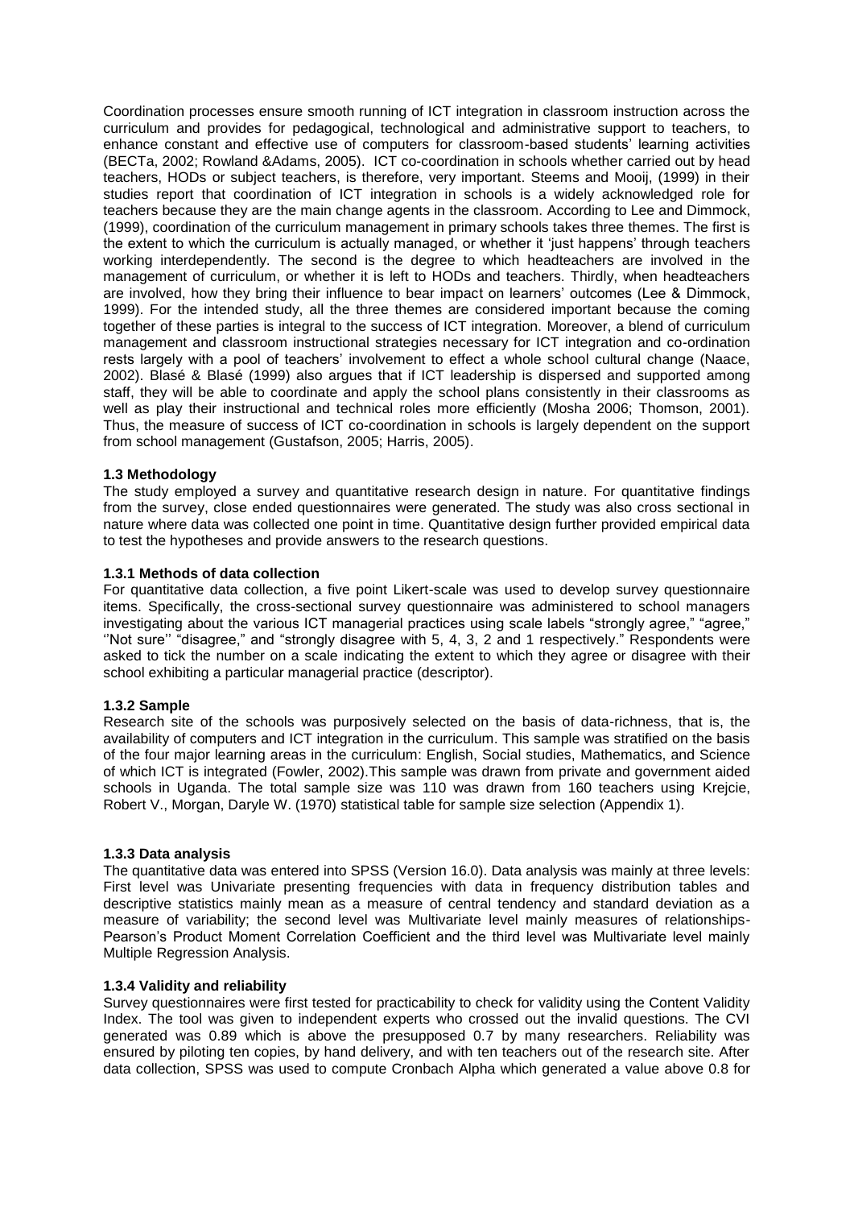Coordination processes ensure smooth running of ICT integration in classroom instruction across the curriculum and provides for pedagogical, technological and administrative support to teachers, to enhance constant and effective use of computers for classroom-based students' learning activities (BECTa, 2002; Rowland &Adams, 2005). ICT co-coordination in schools whether carried out by head teachers, HODs or subject teachers, is therefore, very important. Steems and Mooij, (1999) in their studies report that coordination of ICT integration in schools is a widely acknowledged role for teachers because they are the main change agents in the classroom. According to Lee and Dimmock, (1999), coordination of the curriculum management in primary schools takes three themes. The first is the extent to which the curriculum is actually managed, or whether it 'just happens' through teachers working interdependently. The second is the degree to which headteachers are involved in the management of curriculum, or whether it is left to HODs and teachers. Thirdly, when headteachers are involved, how they bring their influence to bear impact on learners' outcomes (Lee & Dimmock, 1999). For the intended study, all the three themes are considered important because the coming together of these parties is integral to the success of ICT integration. Moreover, a blend of curriculum management and classroom instructional strategies necessary for ICT integration and co-ordination rests largely with a pool of teachers' involvement to effect a whole school cultural change (Naace, 2002). Blasé & Blasé (1999) also argues that if ICT leadership is dispersed and supported among staff, they will be able to coordinate and apply the school plans consistently in their classrooms as well as play their instructional and technical roles more efficiently (Mosha 2006; Thomson, 2001). Thus, the measure of success of ICT co-coordination in schools is largely dependent on the support from school management (Gustafson, 2005; Harris, 2005).

### 1.3 Methodology

The study employed a survey and quantitative research design in nature. For quantitative findings from the survey, close ended questionnaires were generated. The study was also cross sectional in nature where data was collected one point in time. Quantitative design further provided empirical data to test the hypotheses and provide answers to the research questions.

#### 1.3.1 Methods of data collection

For quantitative data collection, a five point Likert-scale was used to develop survey questionnaire items. Specifically, the cross-sectional survey questionnaire was administered to school managers investigating about the various ICT managerial practices using scale labels "strongly agree," "agree," ''Not sure'' "disagree," and "strongly disagree with 5, 4, 3, 2 and 1 respectively." Respondents were asked to tick the number on a scale indicating the extent to which they agree or disagree with their school exhibiting a particular managerial practice (descriptor).

#### 1.3.2 Sample

Research site of the schools was purposively selected on the basis of data-richness, that is, the availability of computers and ICT integration in the curriculum. This sample was stratified on the basis of the four major learning areas in the curriculum: English, Social studies, Mathematics, and Science of which ICT is integrated (Fowler, 2002).This sample was drawn from private and government aided schools in Uganda. The total sample size was 110 was drawn from 160 teachers using Krejcie, Robert V., Morgan, Daryle W. (1970) statistical table for sample size selection (Appendix 1).

#### 1.3.3 Data analysis

The quantitative data was entered into SPSS (Version 16.0). Data analysis was mainly at three levels: First level was Univariate presenting frequencies with data in frequency distribution tables and descriptive statistics mainly mean as a measure of central tendency and standard deviation as a measure of variability; the second level was Multivariate level mainly measures of relationships-Pearson's Product Moment Correlation Coefficient and the third level was Multivariate level mainly Multiple Regression Analysis.

#### 1.3.4 Validity and reliability

Survey questionnaires were first tested for practicability to check for validity using the Content Validity Index. The tool was given to independent experts who crossed out the invalid questions. The CVI generated was 0.89 which is above the presupposed 0.7 by many researchers. Reliability was ensured by piloting ten copies, by hand delivery, and with ten teachers out of the research site. After data collection, SPSS was used to compute Cronbach Alpha which generated a value above 0.8 for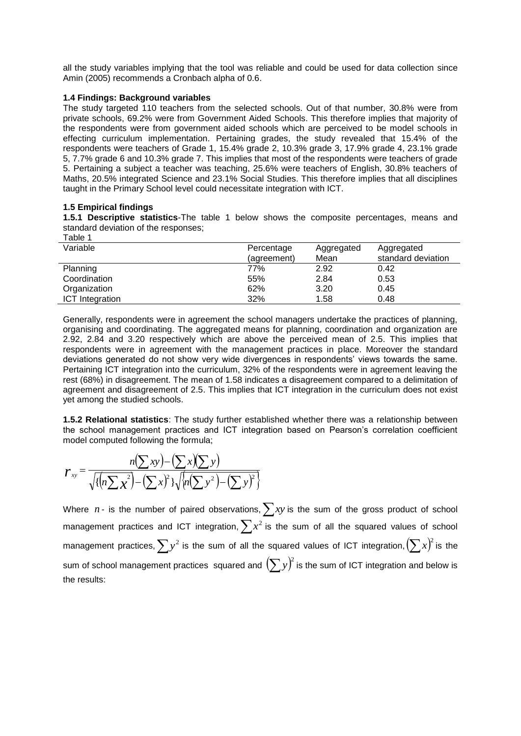all the study variables implying that the tool was reliable and could be used for data collection since Amin (2005) recommends a Cronbach alpha of 0.6.

### 1.4 Findings: Background variables

The study targeted 110 teachers from the selected schools. Out of that number, 30.8% were from private schools, 69.2% were from Government Aided Schools. This therefore implies that majority of the respondents were from government aided schools which are perceived to be model schools in effecting curriculum implementation. Pertaining grades, the study revealed that 15.4% of the respondents were teachers of Grade 1, 15.4% grade 2, 10.3% grade 3, 17.9% grade 4, 23.1% grade 5, 7.7% grade 6 and 10.3% grade 7. This implies that most of the respondents were teachers of grade 5. Pertaining a subject a teacher was teaching, 25.6% were teachers of English, 30.8% teachers of Maths, 20.5% integrated Science and 23.1% Social Studies. This therefore implies that all disciplines taught in the Primary School level could necessitate integration with ICT.

### 1.5 Empirical findings

**1.5.1 Descriptive statistics**-The table 1 below shows the composite percentages, means and standard deviation of the responses;

Table 1

| Variable | Percentage (agreement) | Aggregated Mean | Aggregated standard deviation |
|---|---|---|---|
| Planning | 77% | 2.92 | 0.42 |
| Coordination | 55% | 2.84 | 0.53 |
| Organization | 62% | 3.20 | 0.45 |
| ICT Integration | 32% | 1.58 | 0.48 |

Generally, respondents were in agreement the school managers undertake the practices of planning, organising and coordinating. The aggregated means for planning, coordination and organization are 2.92, 2.84 and 3.20 respectively which are above the perceived mean of 2.5. This implies that respondents were in agreement with the management practices in place. Moreover the standard deviations generated do not show very wide divergences in respondents' views towards the same. Pertaining ICT integration into the curriculum, 32% of the respondents were in agreement leaving the rest (68%) in disagreement. The mean of 1.58 indicates a disagreement compared to a delimitation of agreement and disagreement of 2.5. This implies that ICT integration in the curriculum does not exist yet among the studied schools.

**1.5.2 Relational statistics**: The study further established whether there was a relationship between the school management practices and ICT integration based on Pearson's correlation coefficient model computed following the formula;

$$r_{xy} = \frac{n\left(\sum xy\right) - \left(\sum x\right)\left(\sum y\right)}{\sqrt{\left\{\left(n\sum x^2\right) - \left(\sum x\right)^2\right\}}\sqrt{\left\{n\left(\sum y^2\right) - \left(\sum y\right)^2\right\}}}$$

Where $n$ - is the number of paired observations, $\sum xy$ is the sum of the gross product of school management practices and ICT integration, $\sum x^2$ is the sum of all the squared values of school management practices, $\sum y^2$ is the sum of all the squared values of ICT integration, $\left(\sum x\right)^2$ is the sum of school management practices squared and $\left(\sum y\right)^2$ is the sum of ICT integration and below is the results: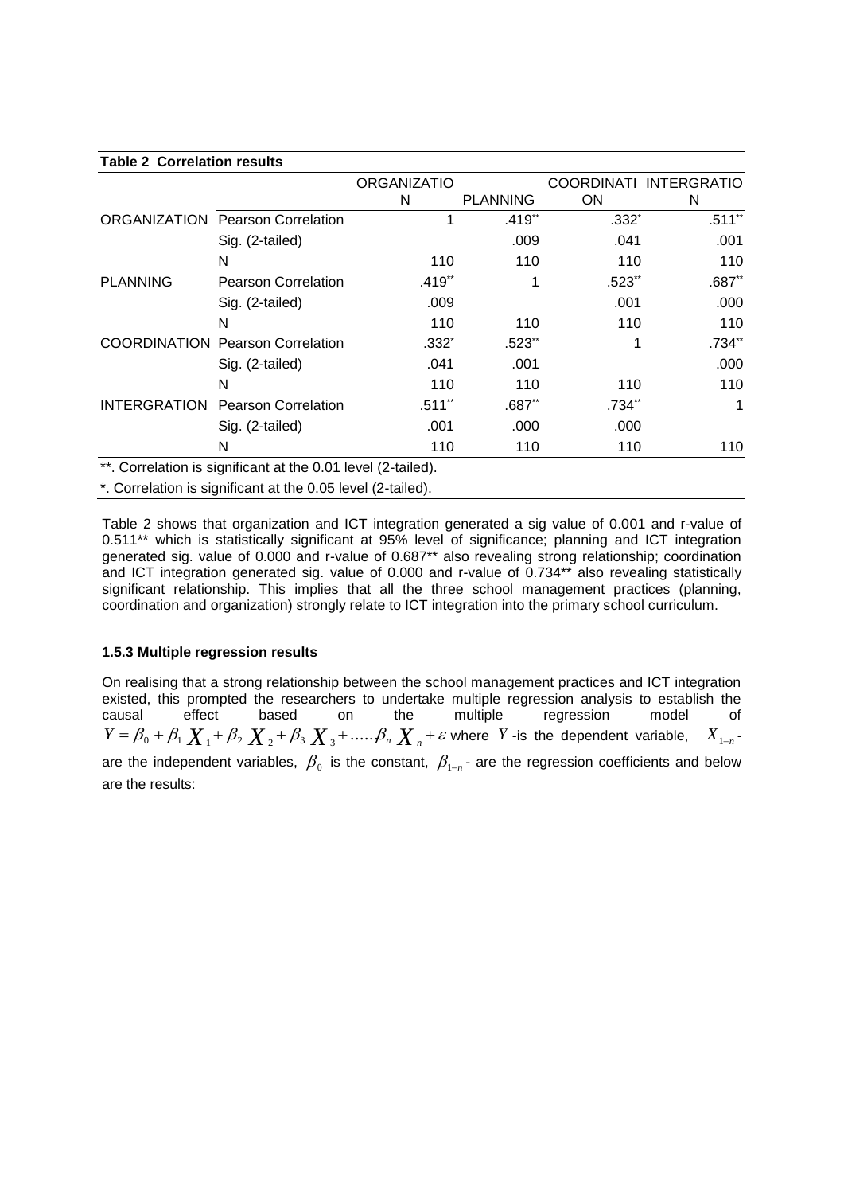**Table 2 Correlation results**

| | | ORGANIZATION | PLANNING | COORDINATION | INTERGRATION |
|---|---|---|---|---|---|
| ORGANIZATION | Pearson Correlation | 1 | .419** | .332* | .511** |
| | Sig. (2-tailed) | | .009 | .041 | .001 |
| | N | 110 | 110 | 110 | 110 |
| PLANNING | Pearson Correlation | .419** | 1 | .523** | .687** |
| | Sig. (2-tailed) | .009 | | .001 | .000 |
| | N | 110 | 110 | 110 | 110 |
| COORDINATION | Pearson Correlation | .332* | .523** | 1 | .734** |
| | Sig. (2-tailed) | .041 | .001 | | .000 |
| | N | 110 | 110 | 110 | 110 |
| INTERGRATION | Pearson Correlation | .511** | .687** | .734** | 1 |
| | Sig. (2-tailed) | .001 | .000 | .000 | |
| | N | 110 | 110 | 110 | 110 |

**. Correlation is significant at the 0.01 level (2-tailed).

*. Correlation is significant at the 0.05 level (2-tailed).

Table 2 shows that organization and ICT integration generated a sig value of 0.001 and r-value of 0.511** which is statistically significant at 95% level of significance; planning and ICT integration generated sig. value of 0.000 and r-value of 0.687** also revealing strong relationship; coordination and ICT integration generated sig. value of 0.000 and r-value of 0.734** also revealing statistically significant relationship. This implies that all the three school management practices (planning, coordination and organization) strongly relate to ICT integration into the primary school curriculum.

#### 1.5.3 Multiple regression results

On realising that a strong relationship between the school management practices and ICT integration existed, this prompted the researchers to undertake multiple regression analysis to establish the causal effect based on the multiple regression model of $Y = \beta_0 + \beta_1 X_1 + \beta_2 X_2 + \beta_3 X_3 + .....\beta_n X_n + \varepsilon$ where $Y$ -is the dependent variable, $X_{1-n}$ - are the independent variables, $\beta_0$ is the constant, $\beta_{1-n}$ - are the regression coefficients and below are the results: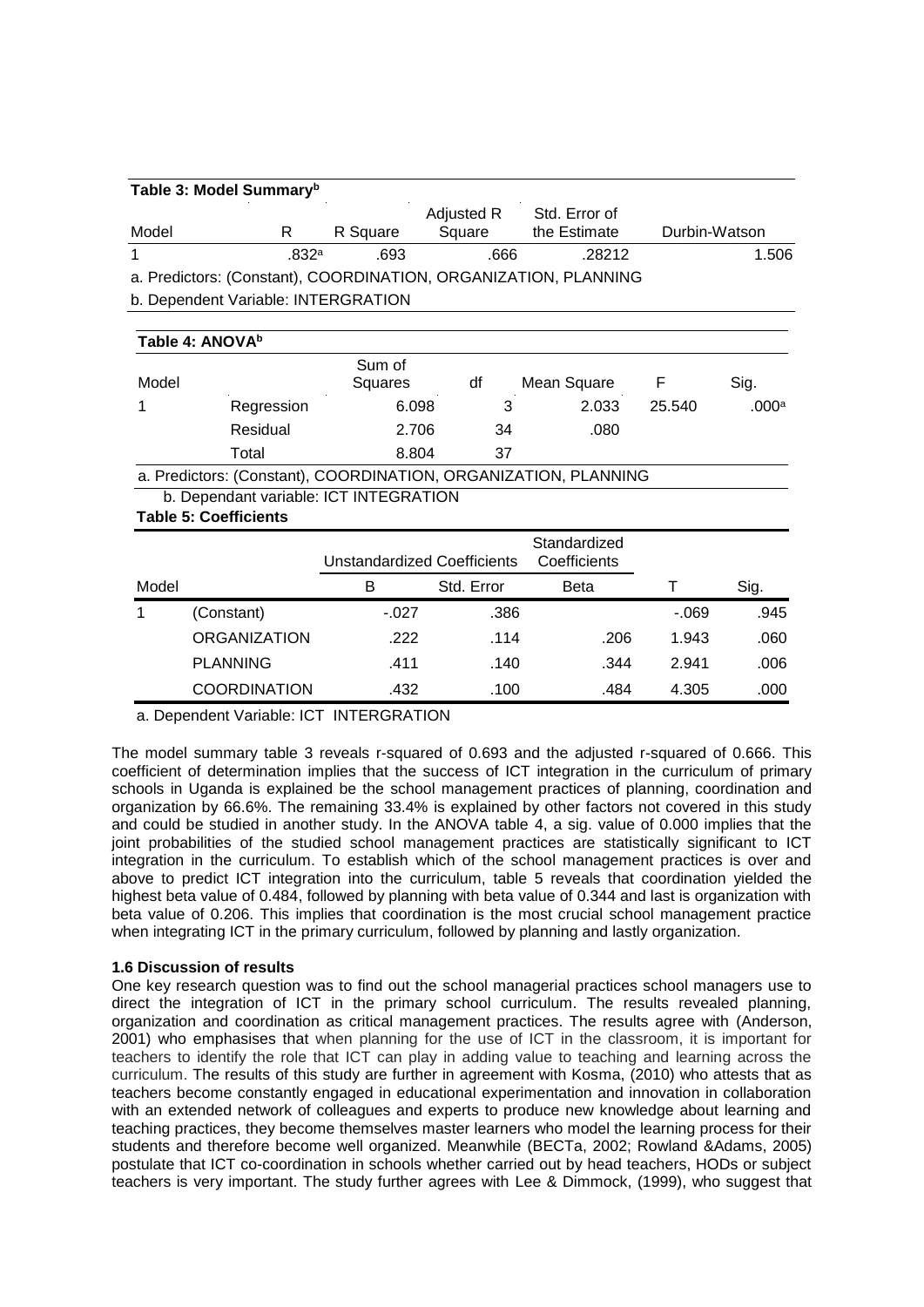**Table 3: Model Summary[b]**

| Model | R | R Square | Adjusted R Square | Std. Error of the Estimate | Durbin-Watson |
|---|---|---|---|---|---|
| 1 | .832[a] | .693 | .666 | .28212 | 1.506 |

a. Predictors: (Constant), COORDINATION, ORGANIZATION, PLANNING

b. Dependent Variable: INTERGRATION

**Table 4: ANOVA[b]**

| Model | | Sum of Squares | df | Mean Square | F | Sig. |
|---|---|---|---|---|---|---|
| 1 | Regression | 6.098 | 3 | 2.033 | 25.540 | .000[a] |
| | Residual | 2.706 | 34 | .080 | | |
| | Total | 8.804 | 37 | | | |

a. Predictors: (Constant), COORDINATION, ORGANIZATION, PLANNING

b. Dependant variable: ICT INTEGRATION

**Table 5: Coefficients**

| Model | | Unstandardized Coefficients | | Standardized Coefficients | | |
|---|---|---|---|---|---|---|
| | | B | Std. Error | Beta | T | Sig. |
| 1 | (Constant) | -.027 | .386 | | -.069 | .945 |
| | ORGANIZATION | .222 | .114 | .206 | 1.943 | .060 |
| | PLANNING | .411 | .140 | .344 | 2.941 | .006 |
| | COORDINATION | .432 | .100 | .484 | 4.305 | .000 |

a. Dependent Variable: ICT INTERGRATION

The model summary table 3 reveals r-squared of 0.693 and the adjusted r-squared of 0.666. This coefficient of determination implies that the success of ICT integration in the curriculum of primary schools in Uganda is explained be the school management practices of planning, coordination and organization by 66.6%. The remaining 33.4% is explained by other factors not covered in this study and could be studied in another study. In the ANOVA table 4, a sig. value of 0.000 implies that the joint probabilities of the studied school management practices are statistically significant to ICT integration in the curriculum. To establish which of the school management practices is over and above to predict ICT integration into the curriculum, table 5 reveals that coordination yielded the highest beta value of 0.484, followed by planning with beta value of 0.344 and last is organization with beta value of 0.206. This implies that coordination is the most crucial school management practice when integrating ICT in the primary curriculum, followed by planning and lastly organization.

### 1.6 Discussion of results

One key research question was to find out the school managerial practices school managers use to direct the integration of ICT in the primary school curriculum. The results revealed planning, organization and coordination as critical management practices. The results agree with (Anderson, 2001) who emphasises that when planning for the use of ICT in the classroom, it is important for teachers to identify the role that ICT can play in adding value to teaching and learning across the curriculum. The results of this study are further in agreement with Kosma, (2010) who attests that as teachers become constantly engaged in educational experimentation and innovation in collaboration with an extended network of colleagues and experts to produce new knowledge about learning and teaching practices, they become themselves master learners who model the learning process for their students and therefore become well organized. Meanwhile (BECTa, 2002; Rowland &Adams, 2005) postulate that ICT co-coordination in schools whether carried out by head teachers, HODs or subject teachers is very important. The study further agrees with Lee & Dimmock, (1999), who suggest that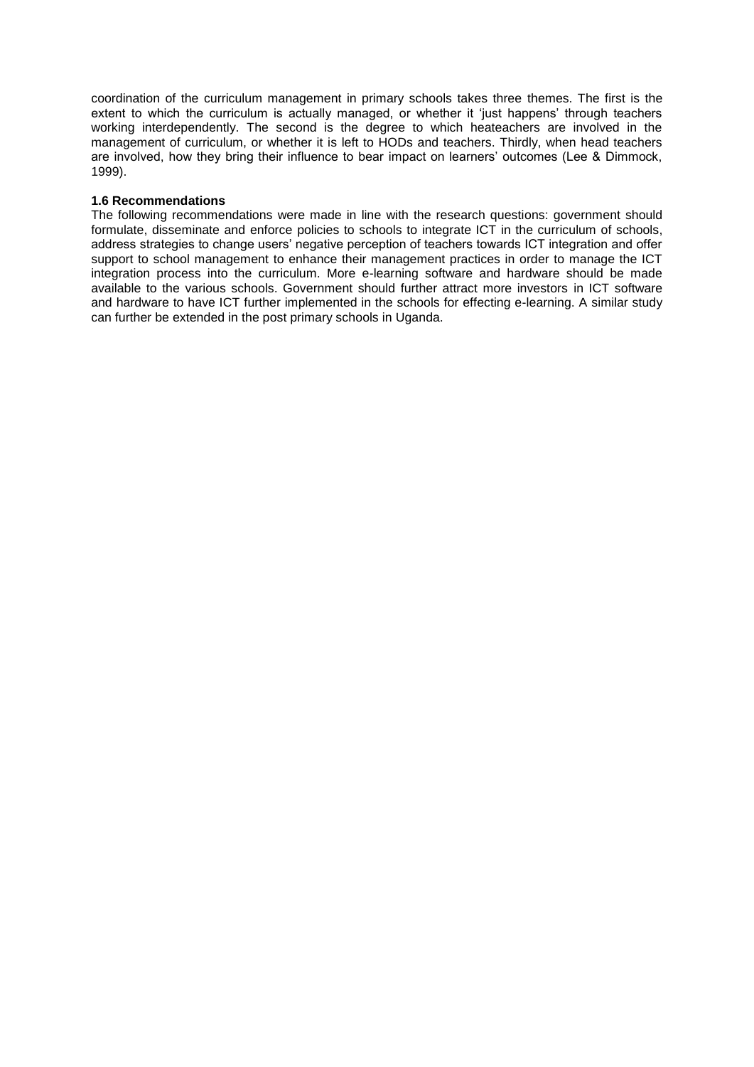coordination of the curriculum management in primary schools takes three themes. The first is the extent to which the curriculum is actually managed, or whether it 'just happens' through teachers working interdependently. The second is the degree to which heateachers are involved in the management of curriculum, or whether it is left to HODs and teachers. Thirdly, when head teachers are involved, how they bring their influence to bear impact on learners' outcomes (Lee & Dimmock, 1999).

### 1.6 Recommendations

The following recommendations were made in line with the research questions: government should formulate, disseminate and enforce policies to schools to integrate ICT in the curriculum of schools, address strategies to change users' negative perception of teachers towards ICT integration and offer support to school management to enhance their management practices in order to manage the ICT integration process into the curriculum. More e-learning software and hardware should be made available to the various schools. Government should further attract more investors in ICT software and hardware to have ICT further implemented in the schools for effecting e-learning. A similar study can further be extended in the post primary schools in Uganda.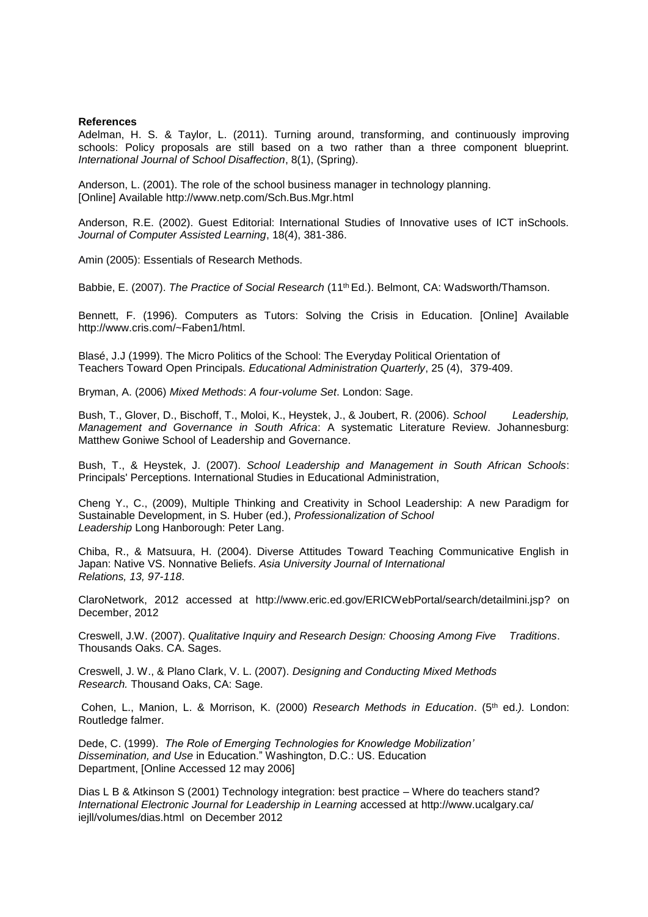**References**

Adelman, H. S. & Taylor, L. (2011). Turning around, transforming, and continuously improving schools: Policy proposals are still based on a two rather than a three component blueprint. *International Journal of School Disaffection*, 8(1), (Spring).

Anderson, L. (2001). The role of the school business manager in technology planning. [Online] Available http://www.netp.com/Sch.Bus.Mgr.html

Anderson, R.E. (2002). Guest Editorial: International Studies of Innovative uses of ICT inSchools. *Journal of Computer Assisted Learning*, 18(4), 381-386.

Amin (2005): Essentials of Research Methods.

Babbie, E. (2007). *The Practice of Social Research* (11th Ed.). Belmont, CA: Wadsworth/Thamson.

Bennett, F. (1996). Computers as Tutors: Solving the Crisis in Education. [Online] Available http://www.cris.com/~Faben1/html.

Blasé, J.J (1999). The Micro Politics of the School: The Everyday Political Orientation of Teachers Toward Open Principals. *Educational Administration Quarterly*, 25 (4), 379-409.

Bryman, A. (2006) *Mixed Methods*: *A four-volume Set*. London: Sage.

Bush, T., Glover, D., Bischoff, T., Moloi, K., Heystek, J., & Joubert, R. (2006). *School Leadership, Management and Governance in South Africa*: A systematic Literature Review. Johannesburg: Matthew Goniwe School of Leadership and Governance.

Bush, T., & Heystek, J. (2007). *School Leadership and Management in South African Schools*: Principals' Perceptions. International Studies in Educational Administration,

Cheng Y., C., (2009), Multiple Thinking and Creativity in School Leadership: A new Paradigm for Sustainable Development, in S. Huber (ed.), *Professionalization of School Leadership* Long Hanborough: Peter Lang.

Chiba, R., & Matsuura, H. (2004). Diverse Attitudes Toward Teaching Communicative English in Japan: Native VS. Nonnative Beliefs. *Asia University Journal of International Relations, 13, 97-118*.

ClaroNetwork, 2012 accessed at http://www.eric.ed.gov/ERICWebPortal/search/detailmini.jsp? on December, 2012

Creswell, J.W. (2007). *Qualitative Inquiry and Research Design: Choosing Among Five Traditions*. Thousands Oaks. CA. Sages.

Creswell, J. W., & Plano Clark, V. L. (2007). *Designing and Conducting Mixed Methods Research.* Thousand Oaks, CA: Sage.

Cohen, L., Manion, L. & Morrison, K. (2000) *Research Methods in Education*. (5th ed*.).* London: Routledge falmer.

Dede, C. (1999). *The Role of Emerging Technologies for Knowledge Mobilization' Dissemination, and Use* in Education." Washington, D.C.: US. Education Department, [Online Accessed 12 may 2006]

Dias L B & Atkinson S (2001) Technology integration: best practice – Where do teachers stand? *International Electronic Journal for Leadership in Learning* accessed at http://www.ucalgary.ca/iejll/volumes/dias.html on December 2012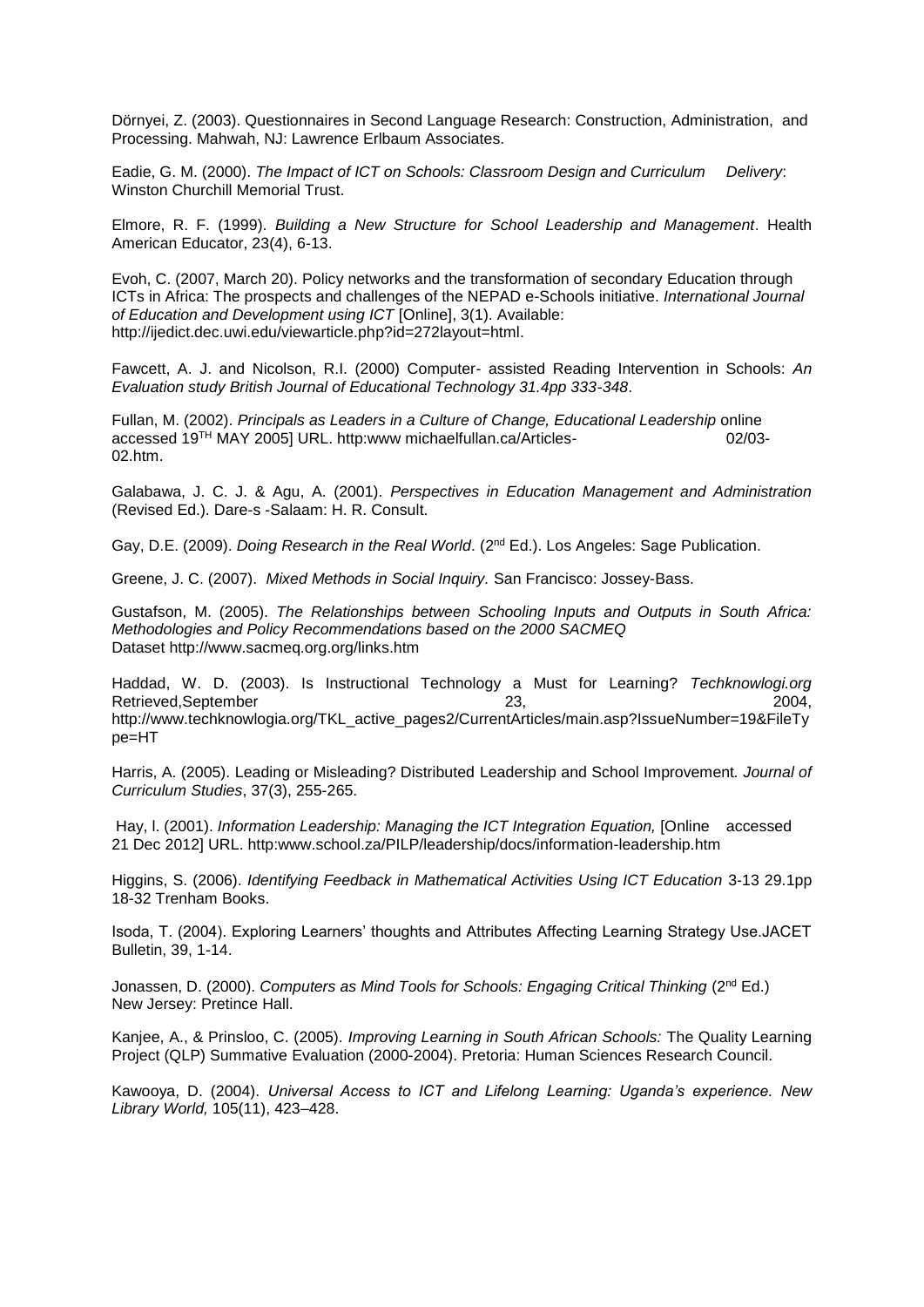Dörnyei, Z. (2003). Questionnaires in Second Language Research: Construction, Administration, and Processing. Mahwah, NJ: Lawrence Erlbaum Associates.

Eadie, G. M. (2000). *The Impact of ICT on Schools: Classroom Design and Curriculum Delivery*: Winston Churchill Memorial Trust.

Elmore, R. F. (1999). *Building a New Structure for School Leadership and Management*. Health American Educator, 23(4), 6-13.

Evoh, C. (2007, March 20). Policy networks and the transformation of secondary Education through ICTs in Africa: The prospects and challenges of the NEPAD e-Schools initiative. *International Journal of Education and Development using ICT* [Online], 3(1). Available: http://ijedict.dec.uwi.edu/viewarticle.php?id=272layout=html.

Fawcett, A. J. and Nicolson, R.I. (2000) Computer- assisted Reading Intervention in Schools: *An Evaluation study British Journal of Educational Technology 31.4pp 333-348*.

Fullan, M. (2002). *Principals as Leaders in a Culture of Change, Educational Leadership* online accessed 19TH MAY 2005] URL. http:www michaelfullan.ca/Articles- 02/03-02.htm.

Galabawa, J. C. J. & Agu, A. (2001). *Perspectives in Education Management and Administration* (Revised Ed.). Dare-s -Salaam: H. R. Consult.

Gay, D.E. (2009). *Doing Research in the Real World*. (2nd Ed.). Los Angeles: Sage Publication.

Greene, J. C. (2007). *Mixed Methods in Social Inquiry.* San Francisco: Jossey-Bass.

Gustafson, M. (2005). *The Relationships between Schooling Inputs and Outputs in South Africa: Methodologies and Policy Recommendations based on the 2000 SACMEQ* Dataset http://www.sacmeq.org.org/links.htm

Haddad, W. D. (2003). Is Instructional Technology a Must for Learning? *Techknowlogi.org* Retrieved,September 23, 2004, http://www.techknowlogia.org/TKL_active_pages2/CurrentArticles/main.asp?IssueNumber=19&FileType=HT

Harris, A. (2005). Leading or Misleading? Distributed Leadership and School Improvement. *Journal of Curriculum Studies*, 37(3), 255-265.

Hay, l. (2001). *Information Leadership: Managing the ICT Integration Equation,* [Online accessed 21 Dec 2012] URL. http:www.school.za/PILP/leadership/docs/information-leadership.htm

Higgins, S. (2006). *Identifying Feedback in Mathematical Activities Using ICT Education* 3-13 29.1pp 18-32 Trenham Books.

Isoda, T. (2004). Exploring Learners' thoughts and Attributes Affecting Learning Strategy Use.JACET Bulletin, 39, 1-14.

Jonassen, D. (2000). *Computers as Mind Tools for Schools: Engaging Critical Thinking* (2nd Ed.) New Jersey: Pretince Hall.

Kanjee, A., & Prinsloo, C. (2005). *Improving Learning in South African Schools:* The Quality Learning Project (QLP) Summative Evaluation (2000-2004). Pretoria: Human Sciences Research Council.

Kawooya, D. (2004). *Universal Access to ICT and Lifelong Learning: Uganda's experience. New Library World,* 105(11), 423–428.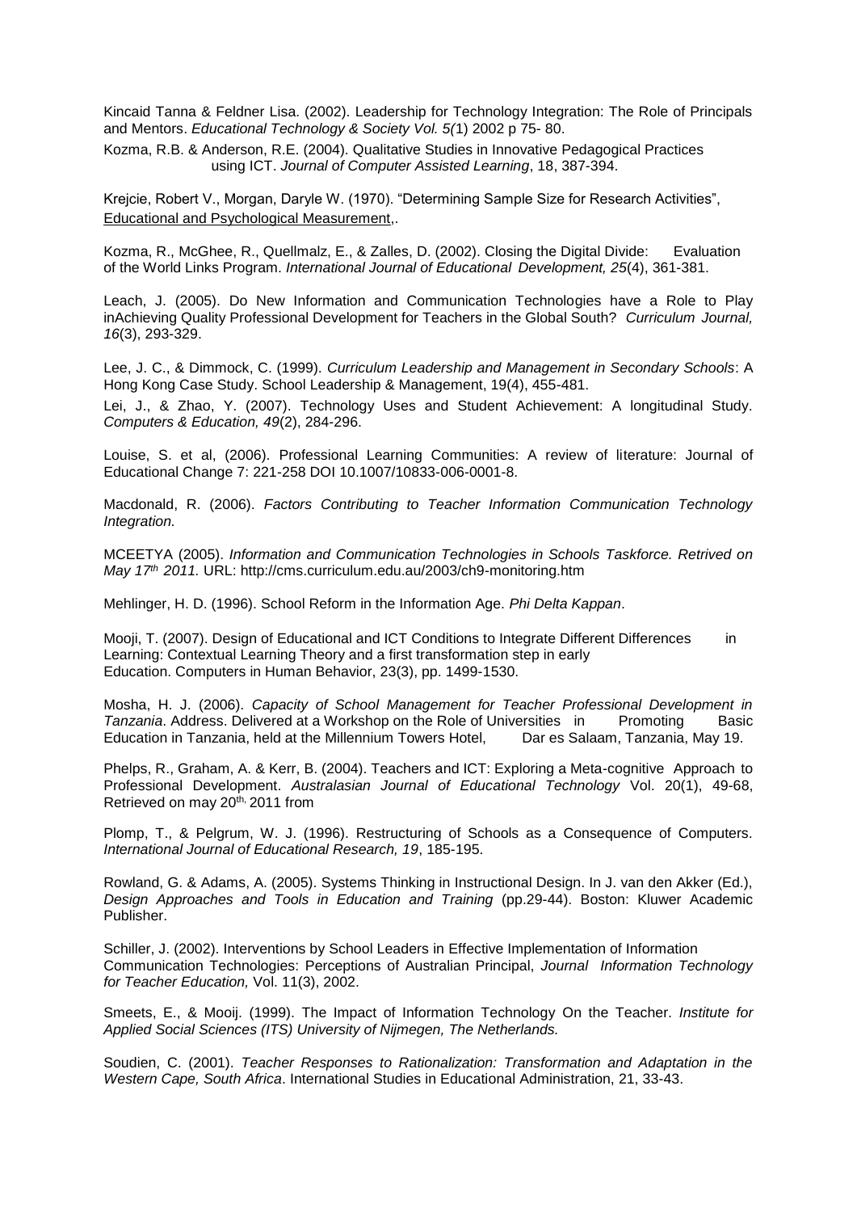Kincaid Tanna & Feldner Lisa. (2002). Leadership for Technology Integration: The Role of Principals and Mentors. *Educational Technology & Society Vol. 5(*1) 2002 p 75- 80.

Kozma, R.B. & Anderson, R.E. (2004). Qualitative Studies in Innovative Pedagogical Practices using ICT. *Journal of Computer Assisted Learning*, 18, 387-394.

Krejcie, Robert V., Morgan, Daryle W. (1970). "Determining Sample Size for Research Activities", Educational and Psychological Measurement,.

Kozma, R., McGhee, R., Quellmalz, E., & Zalles, D. (2002). Closing the Digital Divide: Evaluation of the World Links Program. *International Journal of Educational Development, 25*(4), 361-381.

Leach, J. (2005). Do New Information and Communication Technologies have a Role to Play inAchieving Quality Professional Development for Teachers in the Global South? *Curriculum Journal, 16*(3), 293-329.

Lee, J. C., & Dimmock, C. (1999). *Curriculum Leadership and Management in Secondary Schools*: A Hong Kong Case Study. School Leadership & Management, 19(4), 455-481.

Lei, J., & Zhao, Y. (2007). Technology Uses and Student Achievement: A longitudinal Study. *Computers & Education, 49*(2), 284-296.

Louise, S. et al, (2006). Professional Learning Communities: A review of literature: Journal of Educational Change 7: 221-258 DOI 10.1007/10833-006-0001-8.

Macdonald, R. (2006). *Factors Contributing to Teacher Information Communication Technology Integration.*

MCEETYA (2005). *Information and Communication Technologies in Schools Taskforce. Retrived on May 17th 2011.* URL: http://cms.curriculum.edu.au/2003/ch9-monitoring.htm

Mehlinger, H. D. (1996). School Reform in the Information Age. *Phi Delta Kappan*.

Mooji, T. (2007). Design of Educational and ICT Conditions to Integrate Different Differences in Learning: Contextual Learning Theory and a first transformation step in early Education. Computers in Human Behavior, 23(3), pp. 1499-1530.

Mosha, H. J. (2006). *Capacity of School Management for Teacher Professional Development in Tanzania*. Address. Delivered at a Workshop on the Role of Universities in Promoting Basic Education in Tanzania, held at the Millennium Towers Hotel, Dar es Salaam, Tanzania, May 19.

Phelps, R., Graham, A. & Kerr, B. (2004). Teachers and ICT: Exploring a Meta-cognitive Approach to Professional Development. *Australasian Journal of Educational Technology* Vol. 20(1), 49-68, Retrieved on may 20th, 2011 from

Plomp, T., & Pelgrum, W. J. (1996). Restructuring of Schools as a Consequence of Computers. *International Journal of Educational Research, 19*, 185-195.

Rowland, G. & Adams, A. (2005). Systems Thinking in Instructional Design. In J. van den Akker (Ed.), *Design Approaches and Tools in Education and Training* (pp.29-44). Boston: Kluwer Academic Publisher.

Schiller, J. (2002). Interventions by School Leaders in Effective Implementation of Information Communication Technologies: Perceptions of Australian Principal, *Journal Information Technology for Teacher Education,* Vol. 11(3), 2002.

Smeets, E., & Mooij. (1999). The Impact of Information Technology On the Teacher. *Institute for Applied Social Sciences (ITS) University of Nijmegen, The Netherlands.*

Soudien, C. (2001). *Teacher Responses to Rationalization: Transformation and Adaptation in the Western Cape, South Africa*. International Studies in Educational Administration, 21, 33-43.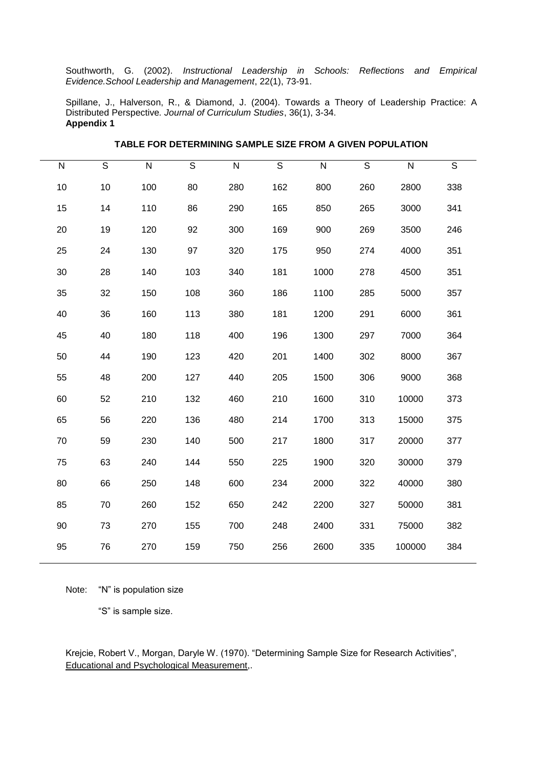Southworth, G. (2002). *Instructional Leadership in Schools: Reflections and Empirical Evidence.School Leadership and Management*, 22(1), 73-91.

Spillane, J., Halverson, R., & Diamond, J. (2004). Towards a Theory of Leadership Practice: A Distributed Perspective. *Journal of Curriculum Studies*, 36(1), 3-34.

**Appendix 1**

**TABLE FOR DETERMINING SAMPLE SIZE FROM A GIVEN POPULATION**

| N | S | N | S | N | S | N | S | N | S |
|---|---|---|---|---|---|---|---|---|---|
| 10 | 10 | 100 | 80 | 280 | 162 | 800 | 260 | 2800 | 338 |
| 15 | 14 | 110 | 86 | 290 | 165 | 850 | 265 | 3000 | 341 |
| 20 | 19 | 120 | 92 | 300 | 169 | 900 | 269 | 3500 | 246 |
| 25 | 24 | 130 | 97 | 320 | 175 | 950 | 274 | 4000 | 351 |
| 30 | 28 | 140 | 103 | 340 | 181 | 1000 | 278 | 4500 | 351 |
| 35 | 32 | 150 | 108 | 360 | 186 | 1100 | 285 | 5000 | 357 |
| 40 | 36 | 160 | 113 | 380 | 181 | 1200 | 291 | 6000 | 361 |
| 45 | 40 | 180 | 118 | 400 | 196 | 1300 | 297 | 7000 | 364 |
| 50 | 44 | 190 | 123 | 420 | 201 | 1400 | 302 | 8000 | 367 |
| 55 | 48 | 200 | 127 | 440 | 205 | 1500 | 306 | 9000 | 368 |
| 60 | 52 | 210 | 132 | 460 | 210 | 1600 | 310 | 10000 | 373 |
| 65 | 56 | 220 | 136 | 480 | 214 | 1700 | 313 | 15000 | 375 |
| 70 | 59 | 230 | 140 | 500 | 217 | 1800 | 317 | 20000 | 377 |
| 75 | 63 | 240 | 144 | 550 | 225 | 1900 | 320 | 30000 | 379 |
| 80 | 66 | 250 | 148 | 600 | 234 | 2000 | 322 | 40000 | 380 |
| 85 | 70 | 260 | 152 | 650 | 242 | 2200 | 327 | 50000 | 381 |
| 90 | 73 | 270 | 155 | 700 | 248 | 2400 | 331 | 75000 | 382 |
| 95 | 76 | 270 | 159 | 750 | 256 | 2600 | 335 | 100000 | 384 |

Note: "N" is population size

"S" is sample size.

Krejcie, Robert V., Morgan, Daryle W. (1970). "Determining Sample Size for Research Activities", Educational and Psychological Measurement,.